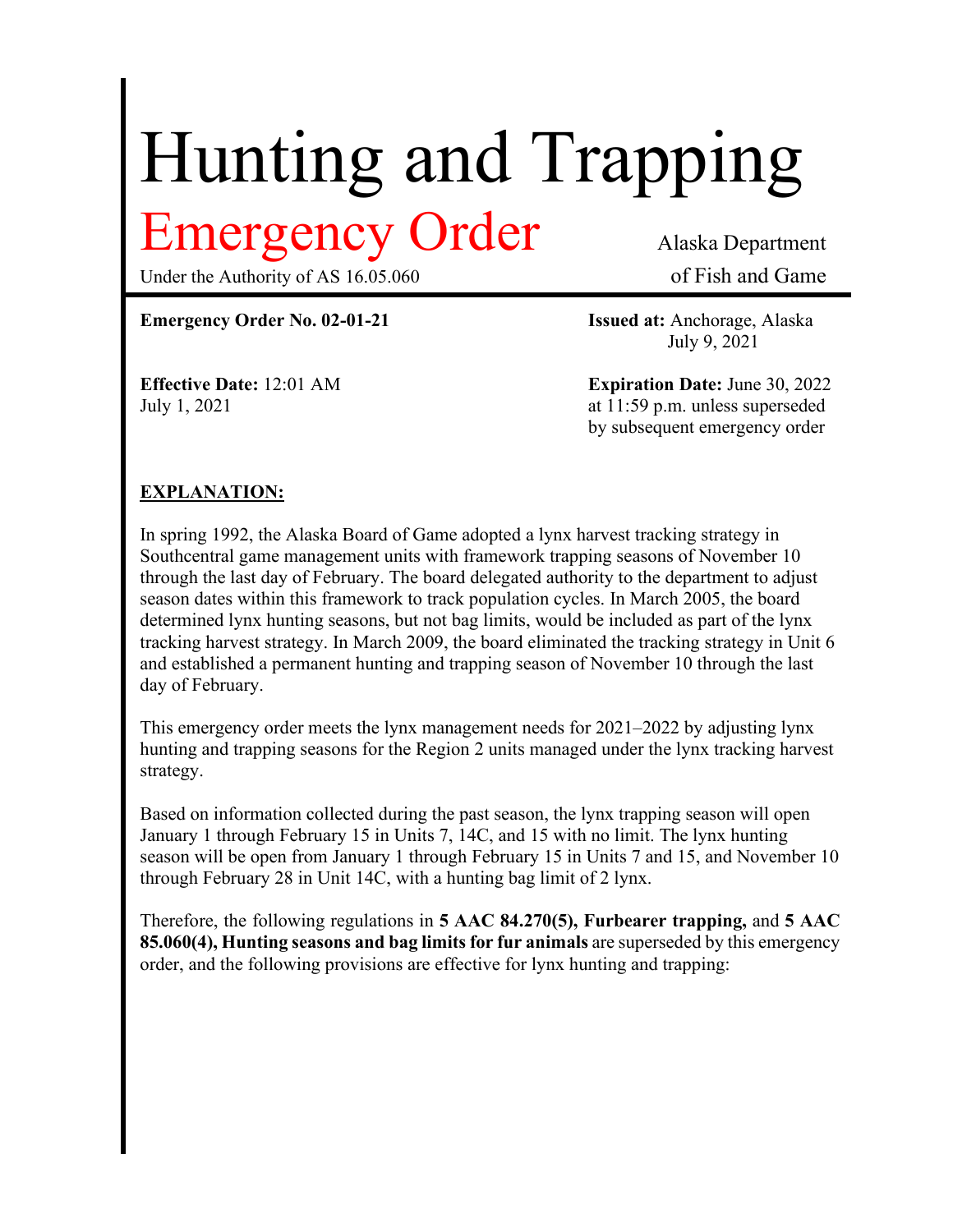# Hunting and Trapping

## Emergency Order

Under the Authority of AS 16.05.060

Alaska Department of Fish and Game

**Emergency Order No. 02-01-21**

**Issued at:** Anchorage, Alaska July 9, 2021

**Effective Date:** 12:01 AM July 1, 2021

**Expiration Date:** June 30, 2022 at 11:59 p.m. unless superseded by subsequent emergency order

**EXPLANATION:**

In spring 1992, the Alaska Board of Game adopted a lynx harvest tracking strategy in Southcentral game management units with framework trapping seasons of November 10 through the last day of February. The board delegated authority to the department to adjust season dates within this framework to track population cycles. In March 2005, the board determined lynx hunting seasons, but not bag limits, would be included as part of the lynx tracking harvest strategy. In March 2009, the board eliminated the tracking strategy in Unit 6 and established a permanent hunting and trapping season of November 10 through the last day of February.

This emergency order meets the lynx management needs for 2021–2022 by adjusting lynx hunting and trapping seasons for the Region 2 units managed under the lynx tracking harvest strategy.

Based on information collected during the past season, the lynx trapping season will open January 1 through February 15 in Units 7, 14C, and 15 with no limit. The lynx hunting season will be open from January 1 through February 15 in Units 7 and 15, and November 10 through February 28 in Unit 14C, with a hunting bag limit of 2 lynx.

Therefore, the following regulations in **5 AAC 84.270(5), Furbearer trapping,** and **5 AAC 85.060(4), Hunting seasons and bag limits for fur animals** are superseded by this emergency order, and the following provisions are effective for lynx hunting and trapping: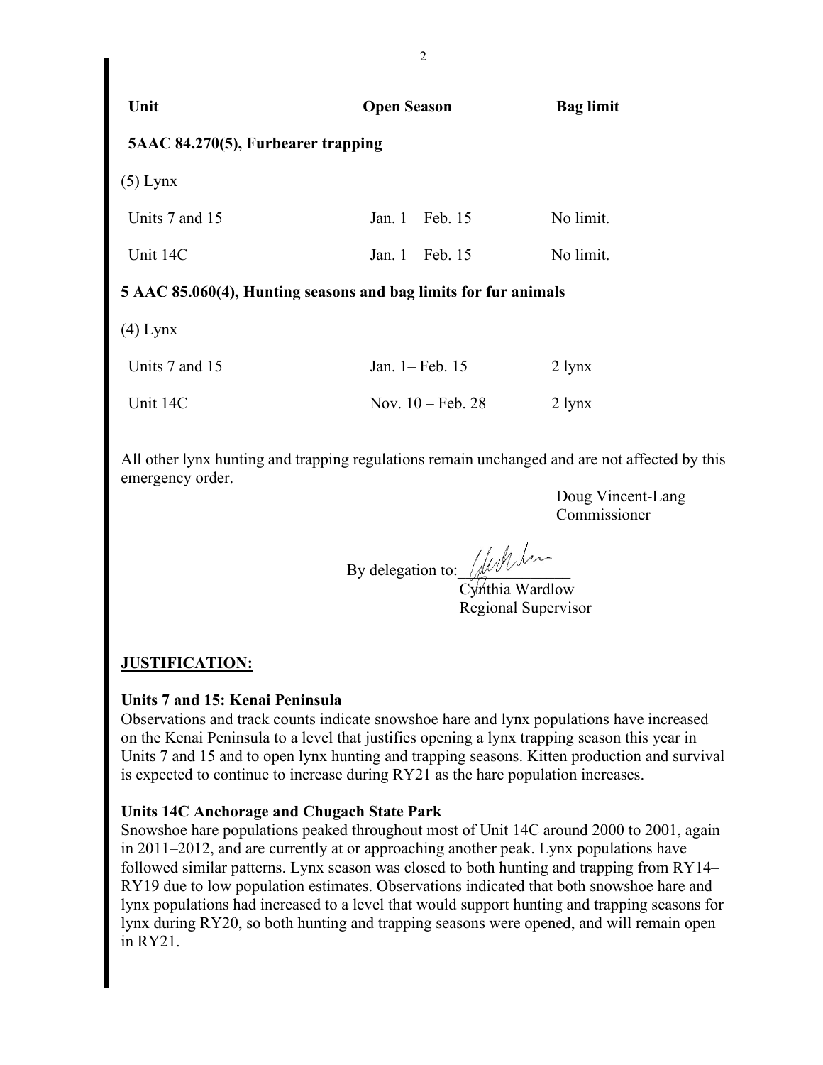| Unit | Open Season | Bag limit |
|---|---|---|
| **5AAC 84.270(5), Furbearer trapping** | | |
| (5) Lynx | | |
| Units 7 and 15 | Jan. 1 – Feb. 15 | No limit. |
| Unit 14C | Jan. 1 – Feb. 15 | No limit. |
| **5 AAC 85.060(4), Hunting seasons and bag limits for fur animals** | | |
| (4) Lynx | | |
| Units 7 and 15 | Jan. 1– Feb. 15 | 2 lynx |
| Unit 14C | Nov. 10 – Feb. 28 | 2 lynx |

All other lynx hunting and trapping regulations remain unchanged and are not affected by this emergency order.

Doug Vincent-Lang
Commissioner

By delegation to: ______________
Cynthia Wardlow
Regional Supervisor

## JUSTIFICATION:

### Units 7 and 15: Kenai Peninsula

Observations and track counts indicate snowshoe hare and lynx populations have increased on the Kenai Peninsula to a level that justifies opening a lynx trapping season this year in Units 7 and 15 and to open lynx hunting and trapping seasons. Kitten production and survival is expected to continue to increase during RY21 as the hare population increases.

### Units 14C Anchorage and Chugach State Park

Snowshoe hare populations peaked throughout most of Unit 14C around 2000 to 2001, again in 2011–2012, and are currently at or approaching another peak. Lynx populations have followed similar patterns. Lynx season was closed to both hunting and trapping from RY14–RY19 due to low population estimates. Observations indicated that both snowshoe hare and lynx populations had increased to a level that would support hunting and trapping seasons for lynx during RY20, so both hunting and trapping seasons were opened, and will remain open in RY21.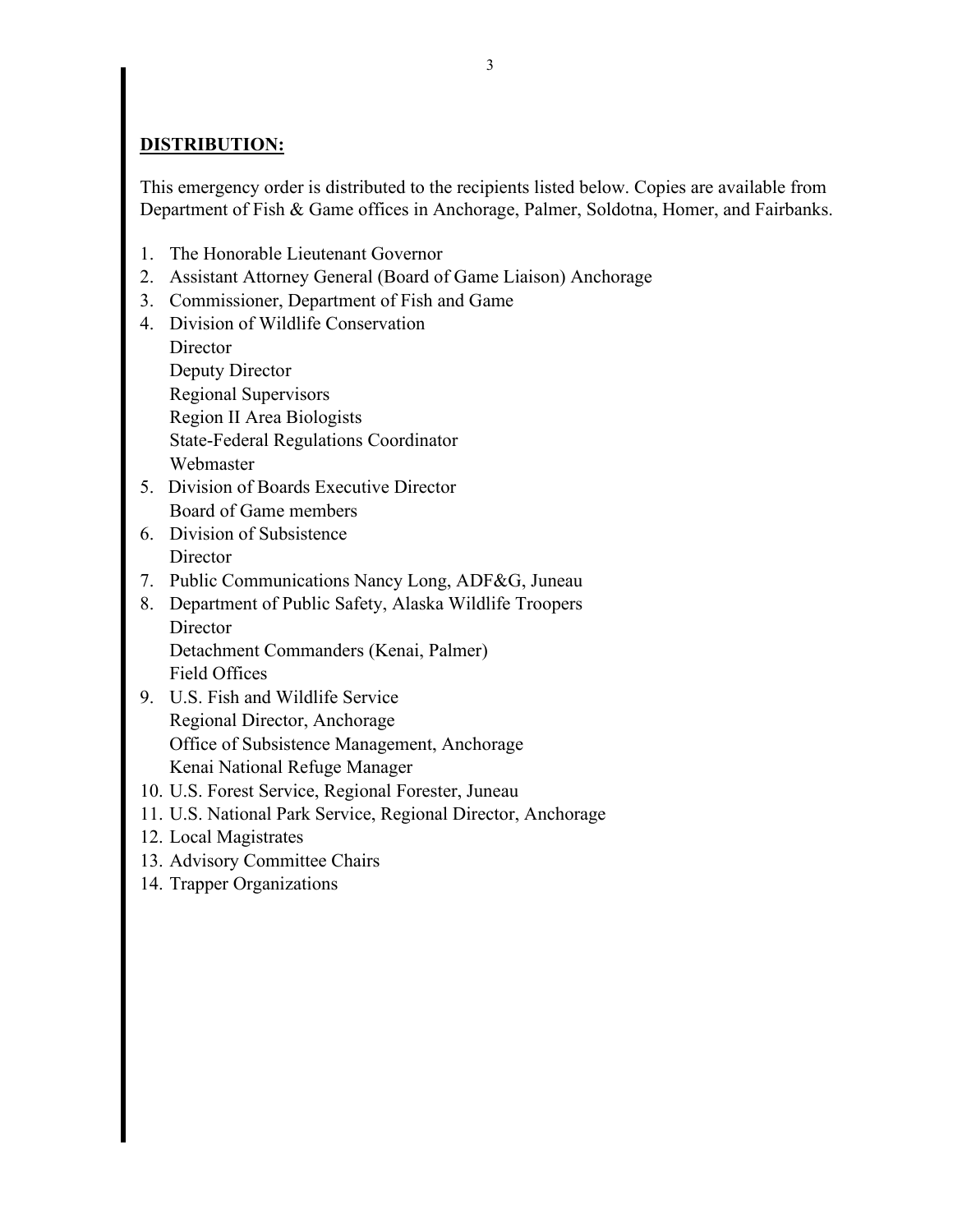**DISTRIBUTION:**

This emergency order is distributed to the recipients listed below. Copies are available from Department of Fish & Game offices in Anchorage, Palmer, Soldotna, Homer, and Fairbanks.

1. The Honorable Lieutenant Governor
2. Assistant Attorney General (Board of Game Liaison) Anchorage
3. Commissioner, Department of Fish and Game
4. Division of Wildlife Conservation
   Director
   Deputy Director
   Regional Supervisors
   Region II Area Biologists
   State-Federal Regulations Coordinator
   Webmaster
5. Division of Boards Executive Director
   Board of Game members
6. Division of Subsistence
   Director
7. Public Communications Nancy Long, ADF&G, Juneau
8. Department of Public Safety, Alaska Wildlife Troopers
   Director
   Detachment Commanders (Kenai, Palmer)
   Field Offices
9. U.S. Fish and Wildlife Service
   Regional Director, Anchorage
   Office of Subsistence Management, Anchorage
   Kenai National Refuge Manager
10. U.S. Forest Service, Regional Forester, Juneau
11. U.S. National Park Service, Regional Director, Anchorage
12. Local Magistrates
13. Advisory Committee Chairs
14. Trapper Organizations